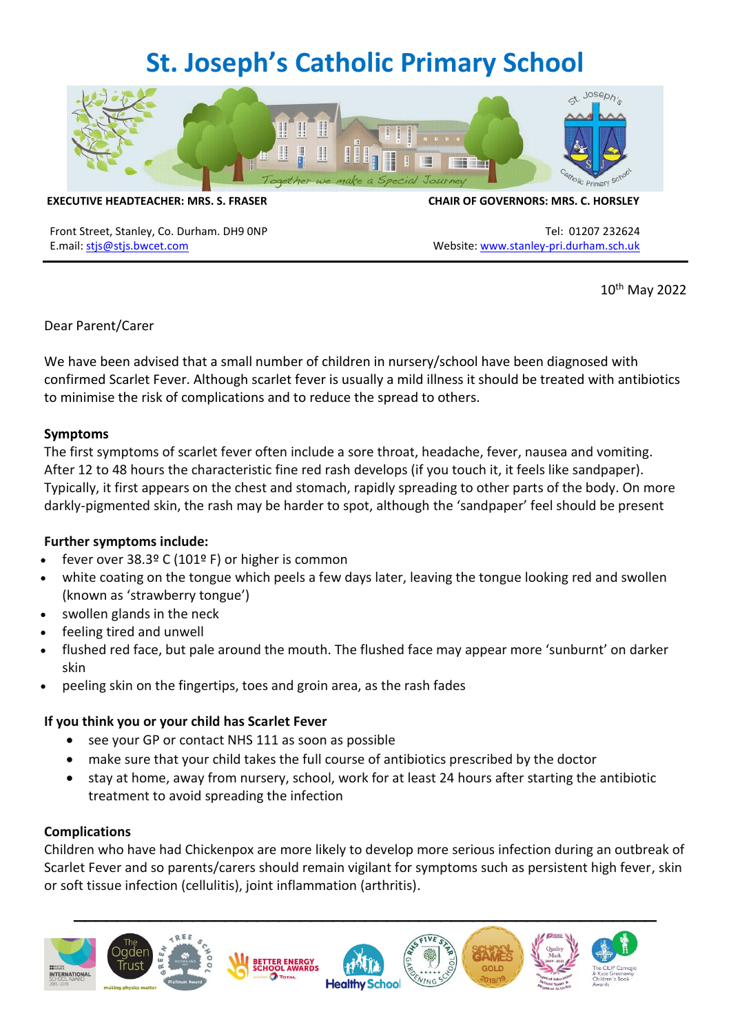# St. Joseph's Catholic Primary School

*Together we make a Special Journey*

**EXECUTIVE HEADTEACHER: MRS. S. FRASER** | **CHAIR OF GOVERNORS: MRS. C. HORSLEY**

Front Street, Stanley, Co. Durham. DH9 0NP
E.mail: stjs@stjs.bwcet.com

Tel: 01207 232624
Website: www.stanley-pri.durham.sch.uk

10th May 2022

Dear Parent/Carer

We have been advised that a small number of children in nursery/school have been diagnosed with confirmed Scarlet Fever. Although scarlet fever is usually a mild illness it should be treated with antibiotics to minimise the risk of complications and to reduce the spread to others.

**Symptoms**

The first symptoms of scarlet fever often include a sore throat, headache, fever, nausea and vomiting. After 12 to 48 hours the characteristic fine red rash develops (if you touch it, it feels like sandpaper). Typically, it first appears on the chest and stomach, rapidly spreading to other parts of the body. On more darkly-pigmented skin, the rash may be harder to spot, although the 'sandpaper' feel should be present

**Further symptoms include:**

- fever over 38.3º C (101º F) or higher is common
- white coating on the tongue which peels a few days later, leaving the tongue looking red and swollen (known as 'strawberry tongue')
- swollen glands in the neck
- feeling tired and unwell
- flushed red face, but pale around the mouth. The flushed face may appear more 'sunburnt' on darker skin
- peeling skin on the fingertips, toes and groin area, as the rash fades

**If you think you or your child has Scarlet Fever**

- see your GP or contact NHS 111 as soon as possible
- make sure that your child takes the full course of antibiotics prescribed by the doctor
- stay at home, away from nursery, school, work for at least 24 hours after starting the antibiotic treatment to avoid spreading the infection

**Complications**

Children who have had Chickenpox are more likely to develop more serious infection during an outbreak of Scarlet Fever and so parents/carers should remain vigilant for symptoms such as persistent high fever, skin or soft tissue infection (cellulitis), joint inflammation (arthritis).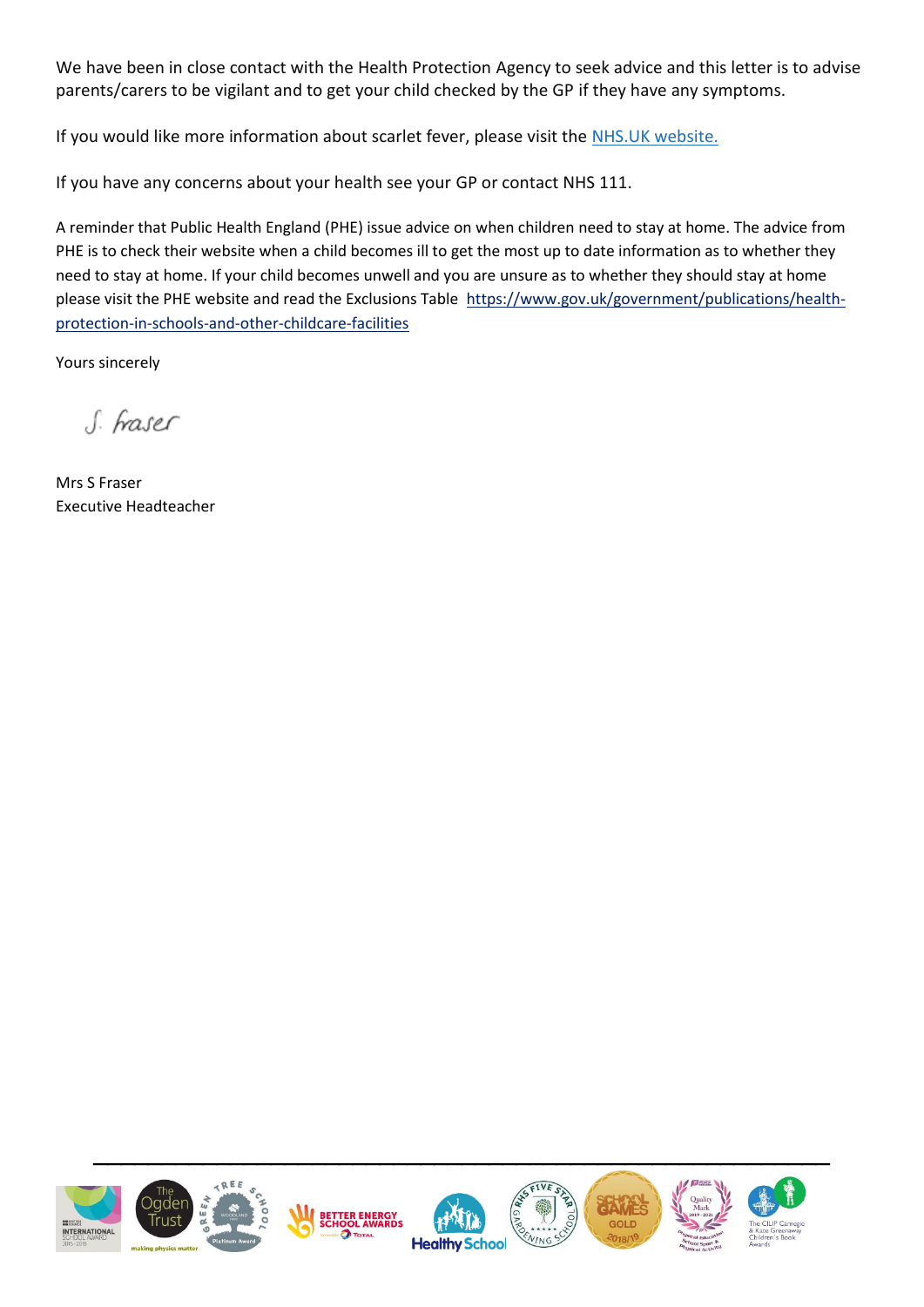We have been in close contact with the Health Protection Agency to seek advice and this letter is to advise parents/carers to be vigilant and to get your child checked by the GP if they have any symptoms.

If you would like more information about scarlet fever, please visit the NHS.UK website.

If you have any concerns about your health see your GP or contact NHS 111.

A reminder that Public Health England (PHE) issue advice on when children need to stay at home. The advice from PHE is to check their website when a child becomes ill to get the most up to date information as to whether they need to stay at home. If your child becomes unwell and you are unsure as to whether they should stay at home please visit the PHE website and read the Exclusions Table https://www.gov.uk/government/publications/health-protection-in-schools-and-other-childcare-facilities

Yours sincerely

S. Fraser

Mrs S Fraser
Executive Headteacher